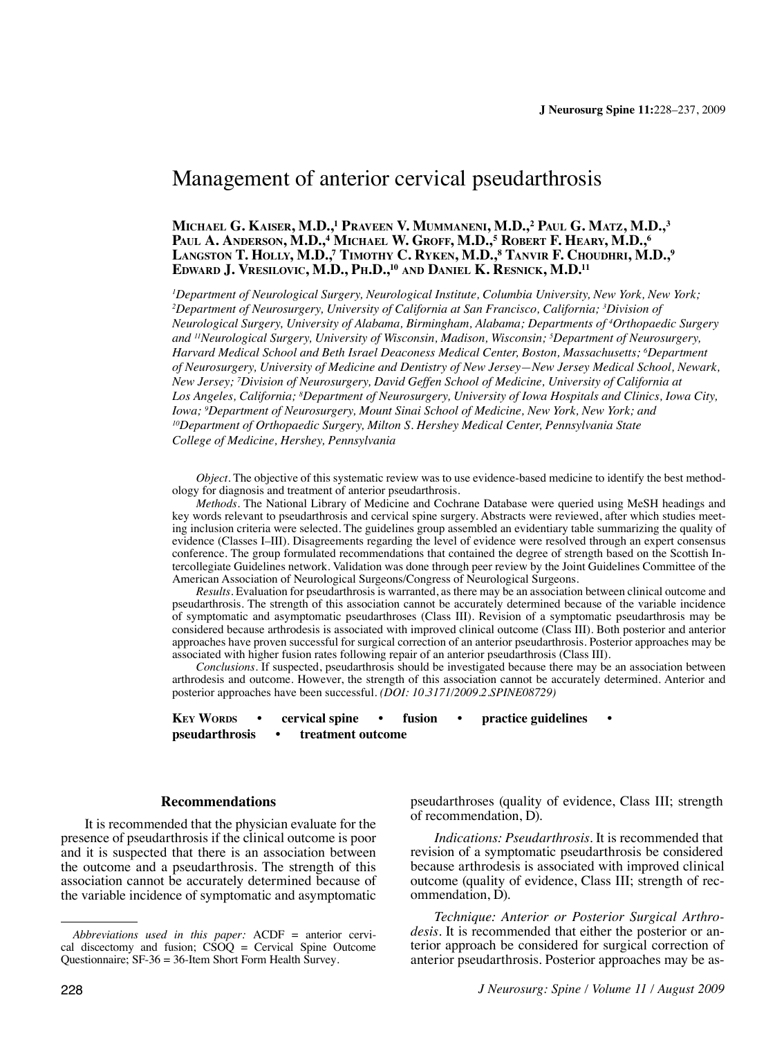# Management of anterior cervical pseudarthrosis

**Michael G. Kaiser, M.D.,[1] Praveen V. Mummaneni, M.D.,[2] Paul G. Matz, M.D.,[3] Paul A. Anderson, M.D.,[4] Michael W. Groff, M.D.,[5] Robert F. Heary, M.D.,[6] Langston T. Holly, M.D.,[7] Timothy C. Ryken, M.D.,[8] Tanvir F. Choudhri, M.D.,[9] Edward J. Vresilovic, M.D., Ph.D.,[10] and Daniel K. Resnick, M.D.[11]**

*[1]Department of Neurological Surgery, Neurological Institute, Columbia University, New York, New York; [2]Department of Neurosurgery, University of California at San Francisco, California; [3]Division of Neurological Surgery, University of Alabama, Birmingham, Alabama; Departments of [4]Orthopaedic Surgery and [11]Neurological Surgery, University of Wisconsin, Madison, Wisconsin; [5]Department of Neurosurgery, Harvard Medical School and Beth Israel Deaconess Medical Center, Boston, Massachusetts; [6]Department of Neurosurgery, University of Medicine and Dentistry of New Jersey—New Jersey Medical School, Newark, New Jersey; [7]Division of Neurosurgery, David Geffen School of Medicine, University of California at Los Angeles, California; [8]Department of Neurosurgery, University of Iowa Hospitals and Clinics, Iowa City, Iowa; [9]Department of Neurosurgery, Mount Sinai School of Medicine, New York, New York; and [10]Department of Orthopaedic Surgery, Milton S. Hershey Medical Center, Pennsylvania State College of Medicine, Hershey, Pennsylvania*

*Object.* The objective of this systematic review was to use evidence-based medicine to identify the best methodology for diagnosis and treatment of anterior pseudarthrosis.

*Methods.* The National Library of Medicine and Cochrane Database were queried using MeSH headings and key words relevant to pseudarthrosis and cervical spine surgery. Abstracts were reviewed, after which studies meeting inclusion criteria were selected. The guidelines group assembled an evidentiary table summarizing the quality of evidence (Classes I–III). Disagreements regarding the level of evidence were resolved through an expert consensus conference. The group formulated recommendations that contained the degree of strength based on the Scottish Intercollegiate Guidelines network. Validation was done through peer review by the Joint Guidelines Committee of the American Association of Neurological Surgeons/Congress of Neurological Surgeons.

*Results.* Evaluation for pseudarthrosis is warranted, as there may be an association between clinical outcome and pseudarthrosis. The strength of this association cannot be accurately determined because of the variable incidence of symptomatic and asymptomatic pseudarthroses (Class III). Revision of a symptomatic pseudarthrosis may be considered because arthrodesis is associated with improved clinical outcome (Class III). Both posterior and anterior approaches have proven successful for surgical correction of an anterior pseudarthrosis. Posterior approaches may be associated with higher fusion rates following repair of an anterior pseudarthrosis (Class III).

*Conclusions.* If suspected, pseudarthrosis should be investigated because there may be an association between arthrodesis and outcome. However, the strength of this association cannot be accurately determined. Anterior and posterior approaches have been successful. *(DOI: 10.3171/2009.2.SPINE08729)*

**Key Words** • **cervical spine** • **fusion** • **practice guidelines** • **pseudarthrosis** • **treatment outcome**

## Recommendations

It is recommended that the physician evaluate for the presence of pseudarthrosis if the clinical outcome is poor and it is suspected that there is an association between the outcome and a pseudarthrosis. The strength of this association cannot be accurately determined because of the variable incidence of symptomatic and asymptomatic pseudarthroses (quality of evidence, Class III; strength of recommendation, D).

*Indications: Pseudarthrosis.* It is recommended that revision of a symptomatic pseudarthrosis be considered because arthrodesis is associated with improved clinical outcome (quality of evidence, Class III; strength of recommendation, D).

*Technique: Anterior or Posterior Surgical Arthrodesis.* It is recommended that either the posterior or anterior approach be considered for surgical correction of anterior pseudarthrosis. Posterior approaches may be as-

---

*Abbreviations used in this paper:* ACDF = anterior cervical discectomy and fusion; CSOQ = Cervical Spine Outcome Questionnaire; SF-36 = 36-Item Short Form Health Survey.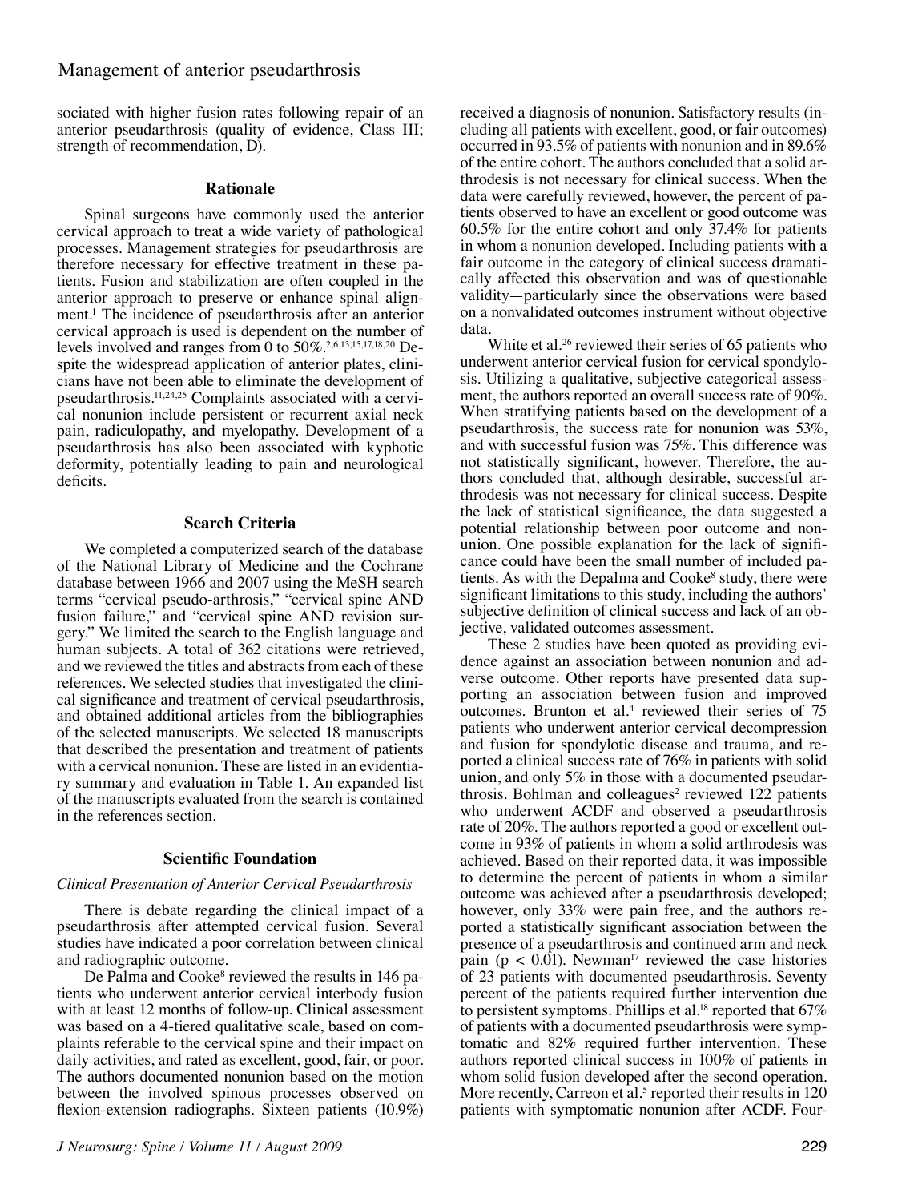sociated with higher fusion rates following repair of an anterior pseudarthrosis (quality of evidence, Class III; strength of recommendation, D).

### Rationale

Spinal surgeons have commonly used the anterior cervical approach to treat a wide variety of pathological processes. Management strategies for pseudarthrosis are therefore necessary for effective treatment in these patients. Fusion and stabilization are often coupled in the anterior approach to preserve or enhance spinal alignment.[1] The incidence of pseudarthrosis after an anterior cervical approach is used is dependent on the number of levels involved and ranges from 0 to 50%.[2,6,13,15,17,18,20] Despite the widespread application of anterior plates, clinicians have not been able to eliminate the development of pseudarthrosis.[11,24,25] Complaints associated with a cervical nonunion include persistent or recurrent axial neck pain, radiculopathy, and myelopathy. Development of a pseudarthrosis has also been associated with kyphotic deformity, potentially leading to pain and neurological deficits.

### Search Criteria

We completed a computerized search of the database of the National Library of Medicine and the Cochrane database between 1966 and 2007 using the MeSH search terms "cervical pseudo-arthrosis," "cervical spine AND fusion failure," and "cervical spine AND revision surgery." We limited the search to the English language and human subjects. A total of 362 citations were retrieved, and we reviewed the titles and abstracts from each of these references. We selected studies that investigated the clinical significance and treatment of cervical pseudarthrosis, and obtained additional articles from the bibliographies of the selected manuscripts. We selected 18 manuscripts that described the presentation and treatment of patients with a cervical nonunion. These are listed in an evidentiary summary and evaluation in Table 1. An expanded list of the manuscripts evaluated from the search is contained in the references section.

### Scientific Foundation

*Clinical Presentation of Anterior Cervical Pseudarthrosis*

There is debate regarding the clinical impact of a pseudarthrosis after attempted cervical fusion. Several studies have indicated a poor correlation between clinical and radiographic outcome.

De Palma and Cooke[8] reviewed the results in 146 patients who underwent anterior cervical interbody fusion with at least 12 months of follow-up. Clinical assessment was based on a 4-tiered qualitative scale, based on complaints referable to the cervical spine and their impact on daily activities, and rated as excellent, good, fair, or poor. The authors documented nonunion based on the motion between the involved spinous processes observed on flexion-extension radiographs. Sixteen patients (10.9%) received a diagnosis of nonunion. Satisfactory results (including all patients with excellent, good, or fair outcomes) occurred in 93.5% of patients with nonunion and in 89.6% of the entire cohort. The authors concluded that a solid arthrodesis is not necessary for clinical success. When the data were carefully reviewed, however, the percent of patients observed to have an excellent or good outcome was 60.5% for the entire cohort and only 37.4% for patients in whom a nonunion developed. Including patients with a fair outcome in the category of clinical success dramatically affected this observation and was of questionable validity—particularly since the observations were based on a nonvalidated outcomes instrument without objective data.

White et al.[26] reviewed their series of 65 patients who underwent anterior cervical fusion for cervical spondylosis. Utilizing a qualitative, subjective categorical assessment, the authors reported an overall success rate of 90%. When stratifying patients based on the development of a pseudarthrosis, the success rate for nonunion was 53%, and with successful fusion was 75%. This difference was not statistically significant, however. Therefore, the authors concluded that, although desirable, successful arthrodesis was not necessary for clinical success. Despite the lack of statistical significance, the data suggested a potential relationship between poor outcome and nonunion. One possible explanation for the lack of significance could have been the small number of included patients. As with the Depalma and Cooke[8] study, there were significant limitations to this study, including the authors' subjective definition of clinical success and lack of an objective, validated outcomes assessment.

These 2 studies have been quoted as providing evidence against an association between nonunion and adverse outcome. Other reports have presented data supporting an association between fusion and improved outcomes. Brunton et al.[4] reviewed their series of 75 patients who underwent anterior cervical decompression and fusion for spondylotic disease and trauma, and reported a clinical success rate of 76% in patients with solid union, and only 5% in those with a documented pseudarthrosis. Bohlman and colleagues[2] reviewed 122 patients who underwent ACDF and observed a pseudarthrosis rate of 20%. The authors reported a good or excellent outcome in 93% of patients in whom a solid arthrodesis was achieved. Based on their reported data, it was impossible to determine the percent of patients in whom a similar outcome was achieved after a pseudarthrosis developed; however, only 33% were pain free, and the authors reported a statistically significant association between the presence of a pseudarthrosis and continued arm and neck pain ($p < 0.01$). Newman[17] reviewed the case histories of 23 patients with documented pseudarthrosis. Seventy percent of the patients required further intervention due to persistent symptoms. Phillips et al.[18] reported that 67% of patients with a documented pseudarthrosis were symptomatic and 82% required further intervention. These authors reported clinical success in 100% of patients in whom solid fusion developed after the second operation. More recently, Carreon et al.[5] reported their results in 120 patients with symptomatic nonunion after ACDF. Four-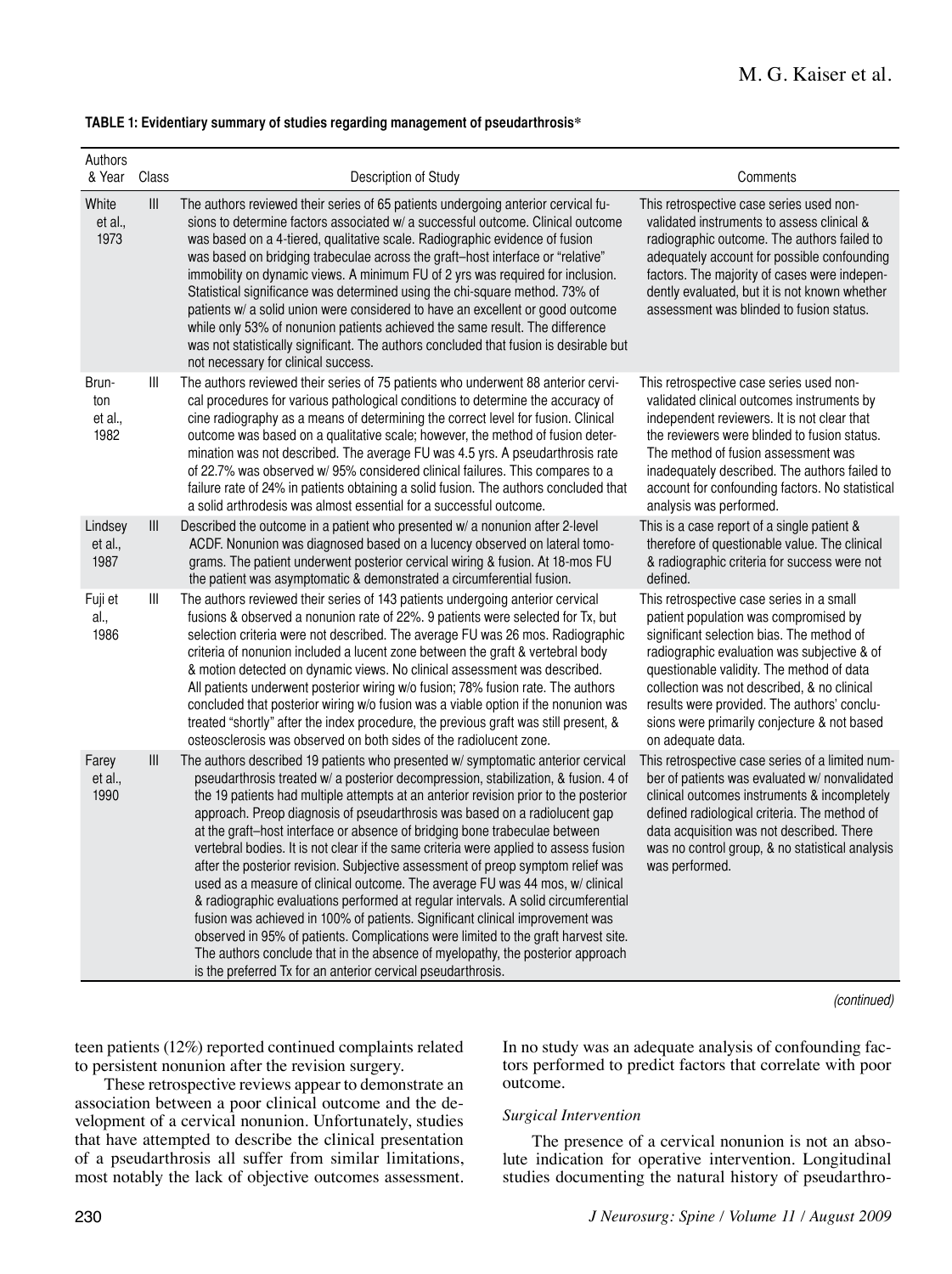**TABLE 1: Evidentiary summary of studies regarding management of pseudarthrosis***

| Authors & Year | Class | Description of Study | Comments |
|---|---|---|---|
| White et al., 1973 | III | The authors reviewed their series of 65 patients undergoing anterior cervical fusions to determine factors associated w/ a successful outcome. Clinical outcome was based on a 4-tiered, qualitative scale. Radiographic evidence of fusion was based on bridging trabeculae across the graft–host interface or "relative" immobility on dynamic views. A minimum FU of 2 yrs was required for inclusion. Statistical significance was determined using the chi-square method. 73% of patients w/ a solid union were considered to have an excellent or good outcome while only 53% of nonunion patients achieved the same result. The difference was not statistically significant. The authors concluded that fusion is desirable but not necessary for clinical success. | This retrospective case series used non-validated instruments to assess clinical & radiographic outcome. The authors failed to adequately account for possible confounding factors. The majority of cases were independently evaluated, but it is not known whether assessment was blinded to fusion status. |
| Brunton et al., 1982 | III | The authors reviewed their series of 75 patients who underwent 88 anterior cervical procedures for various pathological conditions to determine the accuracy of cine radiography as a means of determining the correct level for fusion. Clinical outcome was based on a qualitative scale; however, the method of fusion determination was not described. The average FU was 4.5 yrs. A pseudarthrosis rate of 22.7% was observed w/ 95% considered clinical failures. This compares to a failure rate of 24% in patients obtaining a solid fusion. The authors concluded that a solid arthrodesis was almost essential for a successful outcome. | This retrospective case series used non-validated clinical outcomes instruments by independent reviewers. It is not clear that the reviewers were blinded to fusion status. The method of fusion assessment was inadequately described. The authors failed to account for confounding factors. No statistical analysis was performed. |
| Lindsey et al., 1987 | III | Described the outcome in a patient who presented w/ a nonunion after 2-level ACDF. Nonunion was diagnosed based on a lucency observed on lateral tomograms. The patient underwent posterior cervical wiring & fusion. At 18-mos FU the patient was asymptomatic & demonstrated a circumferential fusion. | This is a case report of a single patient & therefore of questionable value. The clinical & radiographic criteria for success were not defined. |
| Fuji et al., 1986 | III | The authors reviewed their series of 143 patients undergoing anterior cervical fusions & observed a nonunion rate of 22%. 9 patients were selected for Tx, but selection criteria were not described. The average FU was 26 mos. Radiographic criteria of nonunion included a lucent zone between the graft & vertebral body & motion detected on dynamic views. No clinical assessment was described. All patients underwent posterior wiring w/o fusion; 78% fusion rate. The authors concluded that posterior wiring w/o fusion was a viable option if the nonunion was treated "shortly" after the index procedure, the previous graft was still present, & osteosclerosis was observed on both sides of the radiolucent zone. | This retrospective case series in a small patient population was compromised by significant selection bias. The method of radiographic evaluation was subjective & of questionable validity. The method of data collection was not described, & no clinical results were provided. The authors' conclusions were primarily conjecture & not based on adequate data. |
| Farey et al., 1990 | III | The authors described 19 patients who presented w/ symptomatic anterior cervical pseudarthrosis treated w/ a posterior decompression, stabilization, & fusion. 4 of the 19 patients had multiple attempts at an anterior revision prior to the posterior approach. Preop diagnosis of pseudarthrosis was based on a radiolucent gap at the graft–host interface or absence of bridging bone trabeculae between vertebral bodies. It is not clear if the same criteria were applied to assess fusion after the posterior revision. Subjective assessment of preop symptom relief was used as a measure of clinical outcome. The average FU was 44 mos, w/ clinical & radiographic evaluations performed at regular intervals. A solid circumferential fusion was achieved in 100% of patients. Significant clinical improvement was observed in 95% of patients. Complications were limited to the graft harvest site. The authors conclude that in the absence of myelopathy, the posterior approach is the preferred Tx for an anterior cervical pseudarthrosis. | This retrospective case series of a limited number of patients was evaluated w/ nonvalidated clinical outcomes instruments & incompletely defined radiological criteria. The method of data acquisition was not described. There was no control group, & no statistical analysis was performed. |

*(continued)*

teen patients (12%) reported continued complaints related to persistent nonunion after the revision surgery.

These retrospective reviews appear to demonstrate an association between a poor clinical outcome and the development of a cervical nonunion. Unfortunately, studies that have attempted to describe the clinical presentation of a pseudarthrosis all suffer from similar limitations, most notably the lack of objective outcomes assessment. In no study was an adequate analysis of confounding factors performed to predict factors that correlate with poor outcome.

*Surgical Intervention*

The presence of a cervical nonunion is not an absolute indication for operative intervention. Longitudinal studies documenting the natural history of pseudarthro-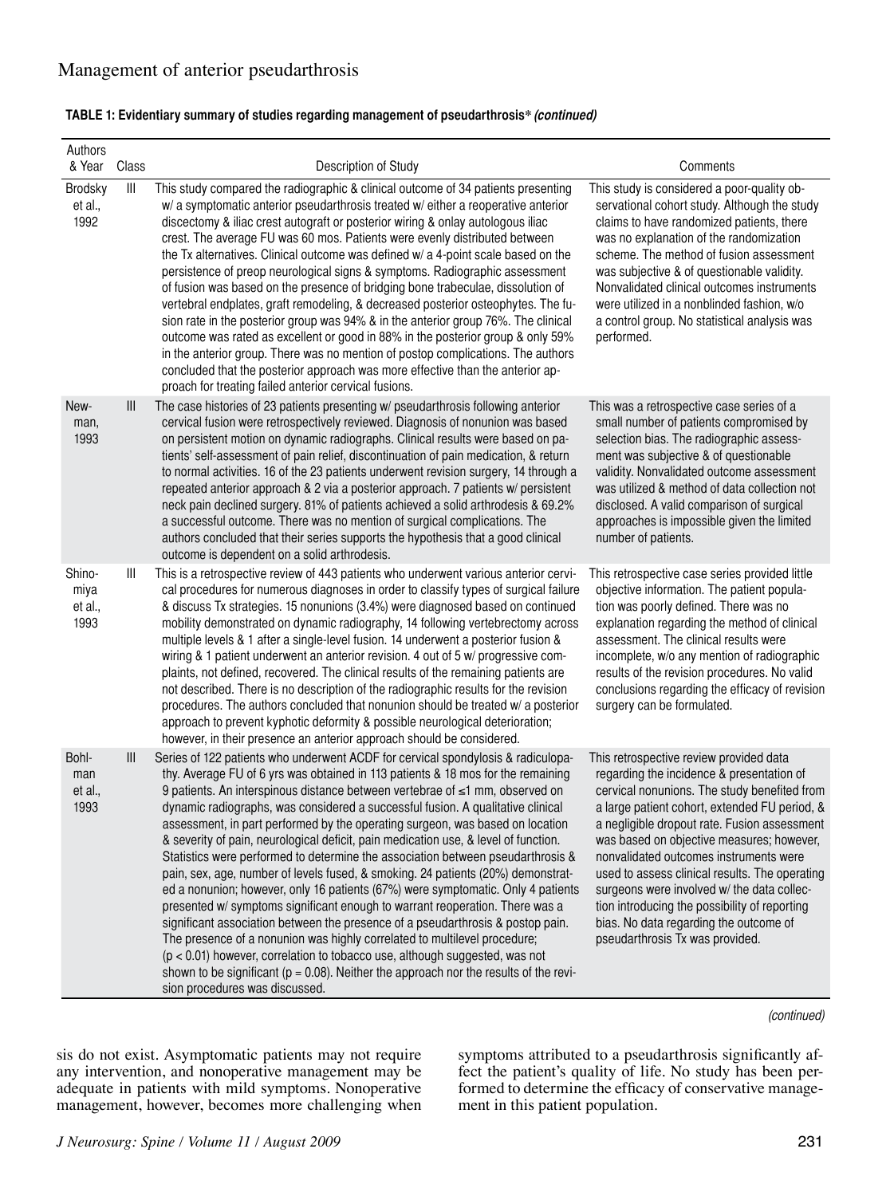**TABLE 1: Evidentiary summary of studies regarding management of pseudarthrosis*** ***(continued)***

| Authors & Year | Class | Description of Study | Comments |
|---|---|---|---|
| Brodsky et al., 1992 | III | This study compared the radiographic & clinical outcome of 34 patients presenting w/ a symptomatic anterior pseudarthrosis treated w/ either a reoperative anterior discectomy & iliac crest autograft or posterior wiring & onlay autologous iliac crest. The average FU was 60 mos. Patients were evenly distributed between the Tx alternatives. Clinical outcome was defined w/ a 4-point scale based on the persistence of preop neurological signs & symptoms. Radiographic assessment of fusion was based on the presence of bridging bone trabeculae, dissolution of vertebral endplates, graft remodeling, & decreased posterior osteophytes. The fusion rate in the posterior group was 94% & in the anterior group 76%. The clinical outcome was rated as excellent or good in 88% in the posterior group & only 59% in the anterior group. There was no mention of postop complications. The authors concluded that the posterior approach was more effective than the anterior approach for treating failed anterior cervical fusions. | This study is considered a poor-quality observational cohort study. Although the study claims to have randomized patients, there was no explanation of the randomization scheme. The method of fusion assessment was subjective & of questionable validity. Nonvalidated clinical outcomes instruments were utilized in a nonblinded fashion, w/o a control group. No statistical analysis was performed. |
| Newman, 1993 | III | The case histories of 23 patients presenting w/ pseudarthrosis following anterior cervical fusion were retrospectively reviewed. Diagnosis of nonunion was based on persistent motion on dynamic radiographs. Clinical results were based on patients' self-assessment of pain relief, discontinuation of pain medication, & return to normal activities. 16 of the 23 patients underwent revision surgery, 14 through a repeated anterior approach & 2 via a posterior approach. 7 patients w/ persistent neck pain declined surgery. 81% of patients achieved a solid arthrodesis & 69.2% a successful outcome. There was no mention of surgical complications. The authors concluded that their series supports the hypothesis that a good clinical outcome is dependent on a solid arthrodesis. | This was a retrospective case series of a small number of patients compromised by selection bias. The radiographic assessment was subjective & of questionable validity. Nonvalidated outcome assessment was utilized & method of data collection not disclosed. A valid comparison of surgical approaches is impossible given the limited number of patients. |
| Shinomiya et al., 1993 | III | This is a retrospective review of 443 patients who underwent various anterior cervical procedures for numerous diagnoses in order to classify types of surgical failure & discuss Tx strategies. 15 nonunions (3.4%) were diagnosed based on continued mobility demonstrated on dynamic radiography, 14 following vertebrectomy across multiple levels & 1 after a single-level fusion. 14 underwent a posterior fusion & wiring & 1 patient underwent an anterior revision. 4 out of 5 w/ progressive complaints, not defined, recovered. The clinical results of the remaining patients are not described. There is no description of the radiographic results for the revision procedures. The authors concluded that nonunion should be treated w/ a posterior approach to prevent kyphotic deformity & possible neurological deterioration; however, in their presence an anterior approach should be considered. | This retrospective case series provided little objective information. The patient population was poorly defined. There was no explanation regarding the method of clinical assessment. The clinical results were incomplete, w/o any mention of radiographic results of the revision procedures. No valid conclusions regarding the efficacy of revision surgery can be formulated. |
| Bohlman et al., 1993 | III | Series of 122 patients who underwent ACDF for cervical spondylosis & radiculopathy. Average FU of 6 yrs was obtained in 113 patients & 18 mos for the remaining 9 patients. An interspinous distance between vertebrae of ≤1 mm, observed on dynamic radiographs, was considered a successful fusion. A qualitative clinical assessment, in part performed by the operating surgeon, was based on location & severity of pain, neurological deficit, pain medication use, & level of function. Statistics were performed to determine the association between pseudarthrosis & pain, sex, age, number of levels fused, & smoking. 24 patients (20%) demonstrated a nonunion; however, only 16 patients (67%) were symptomatic. Only 4 patients presented w/ symptoms significant enough to warrant reoperation. There was a significant association between the presence of a pseudarthrosis & postop pain. The presence of a nonunion was highly correlated to multilevel procedure; ($p < 0.01$) however, correlation to tobacco use, although suggested, was not shown to be significant ($p = 0.08$). Neither the approach nor the results of the revision procedures was discussed. | This retrospective review provided data regarding the incidence & presentation of cervical nonunions. The study benefited from a large patient cohort, extended FU period, & a negligible dropout rate. Fusion assessment was based on objective measures; however, nonvalidated outcomes instruments were used to assess clinical results. The operating surgeons were involved w/ the data collection introducing the possibility of reporting bias. No data regarding the outcome of pseudarthrosis Tx was provided. |

*(continued)*

sis do not exist. Asymptomatic patients may not require any intervention, and nonoperative management may be adequate in patients with mild symptoms. Nonoperative management, however, becomes more challenging when symptoms attributed to a pseudarthrosis significantly affect the patient's quality of life. No study has been performed to determine the efficacy of conservative management in this patient population.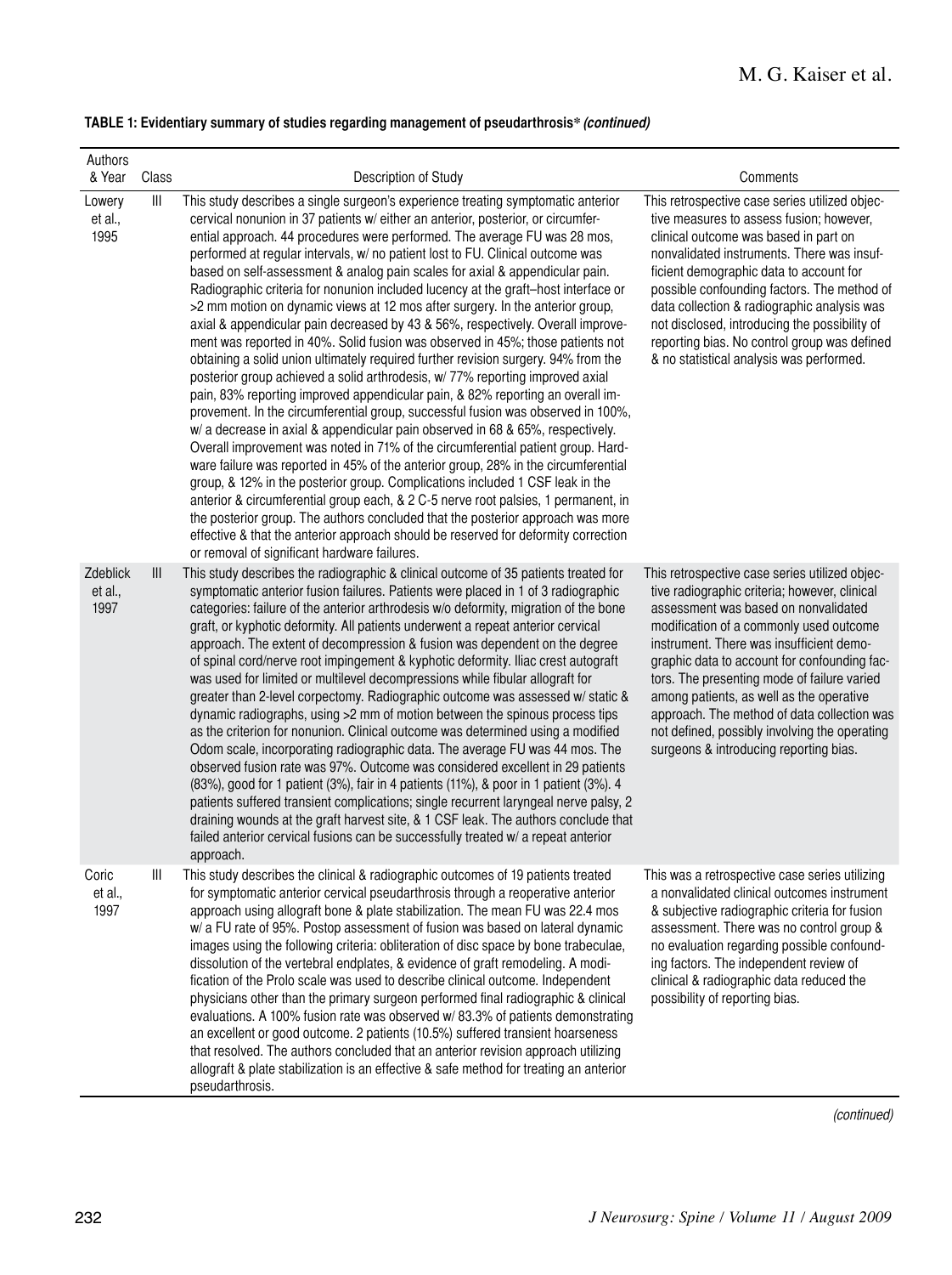**TABLE 1: Evidentiary summary of studies regarding management of pseudarthrosis\* *(continued)***

| Authors & Year | Class | Description of Study | Comments |
|---|---|---|---|
| Lowery et al., 1995 | III | This study describes a single surgeon's experience treating symptomatic anterior cervical nonunion in 37 patients w/ either an anterior, posterior, or circumferential approach. 44 procedures were performed. The average FU was 28 mos, performed at regular intervals, w/ no patient lost to FU. Clinical outcome was based on self-assessment & analog pain scales for axial & appendicular pain. Radiographic criteria for nonunion included lucency at the graft–host interface or >2 mm motion on dynamic views at 12 mos after surgery. In the anterior group, axial & appendicular pain decreased by 43 & 56%, respectively. Overall improvement was reported in 40%. Solid fusion was observed in 45%; those patients not obtaining a solid union ultimately required further revision surgery. 94% from the posterior group achieved a solid arthrodesis, w/ 77% reporting improved axial pain, 83% reporting improved appendicular pain, & 82% reporting an overall improvement. In the circumferential group, successful fusion was observed in 100%, w/ a decrease in axial & appendicular pain observed in 68 & 65%, respectively. Overall improvement was noted in 71% of the circumferential patient group. Hardware failure was reported in 45% of the anterior group, 28% in the circumferential group, & 12% in the posterior group. Complications included 1 CSF leak in the anterior & circumferential group each, & 2 C-5 nerve root palsies, 1 permanent, in the posterior group. The authors concluded that the posterior approach was more effective & that the anterior approach should be reserved for deformity correction or removal of significant hardware failures. | This retrospective case series utilized objective measures to assess fusion; however, clinical outcome was based in part on nonvalidated instruments. There was insufficient demographic data to account for possible confounding factors. The method of data collection & radiographic analysis was not disclosed, introducing the possibility of reporting bias. No control group was defined & no statistical analysis was performed. |
| Zdeblick et al., 1997 | III | This study describes the radiographic & clinical outcome of 35 patients treated for symptomatic anterior fusion failures. Patients were placed in 1 of 3 radiographic categories: failure of the anterior arthrodesis w/o deformity, migration of the bone graft, or kyphotic deformity. All patients underwent a repeat anterior cervical approach. The extent of decompression & fusion was dependent on the degree of spinal cord/nerve root impingement & kyphotic deformity. Iliac crest autograft was used for limited or multilevel decompressions while fibular allograft for greater than 2-level corpectomy. Radiographic outcome was assessed w/ static & dynamic radiographs, using >2 mm of motion between the spinous process tips as the criterion for nonunion. Clinical outcome was determined using a modified Odom scale, incorporating radiographic data. The average FU was 44 mos. The observed fusion rate was 97%. Outcome was considered excellent in 29 patients (83%), good for 1 patient (3%), fair in 4 patients (11%), & poor in 1 patient (3%). 4 patients suffered transient complications; single recurrent laryngeal nerve palsy, 2 draining wounds at the graft harvest site, & 1 CSF leak. The authors conclude that failed anterior cervical fusions can be successfully treated w/ a repeat anterior approach. | This retrospective case series utilized objective radiographic criteria; however, clinical assessment was based on nonvalidated modification of a commonly used outcome instrument. There was insufficient demographic data to account for confounding factors. The presenting mode of failure varied among patients, as well as the operative approach. The method of data collection was not defined, possibly involving the operating surgeons & introducing reporting bias. |
| Coric et al., 1997 | III | This study describes the clinical & radiographic outcomes of 19 patients treated for symptomatic anterior cervical pseudarthrosis through a reoperative anterior approach using allograft bone & plate stabilization. The mean FU was 22.4 mos w/ a FU rate of 95%. Postop assessment of fusion was based on lateral dynamic images using the following criteria: obliteration of disc space by bone trabeculae, dissolution of the vertebral endplates, & evidence of graft remodeling. A modification of the Prolo scale was used to describe clinical outcome. Independent physicians other than the primary surgeon performed final radiographic & clinical evaluations. A 100% fusion rate was observed w/ 83.3% of patients demonstrating an excellent or good outcome. 2 patients (10.5%) suffered transient hoarseness that resolved. The authors concluded that an anterior revision approach utilizing allograft & plate stabilization is an effective & safe method for treating an anterior pseudarthrosis. | This was a retrospective case series utilizing a nonvalidated clinical outcomes instrument & subjective radiographic criteria for fusion assessment. There was no control group & no evaluation regarding possible confounding factors. The independent review of clinical & radiographic data reduced the possibility of reporting bias. |

*(continued)*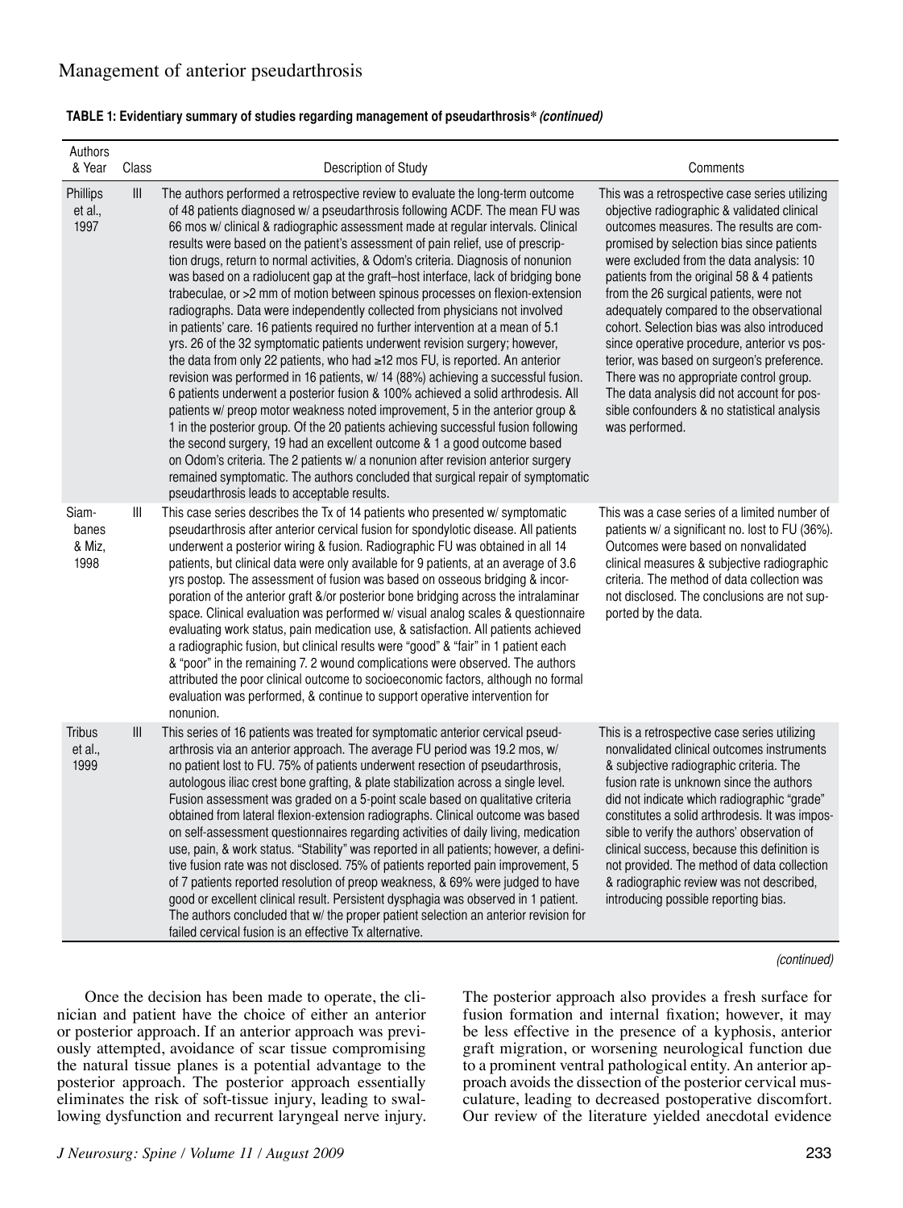**TABLE 1: Evidentiary summary of studies regarding management of pseudarthrosis\* *(continued)***

| Authors & Year | Class | Description of Study | Comments |
|---|---|---|---|
| Phillips et al., 1997 | III | The authors performed a retrospective review to evaluate the long-term outcome of 48 patients diagnosed w/ a pseudarthrosis following ACDF. The mean FU was 66 mos w/ clinical & radiographic assessment made at regular intervals. Clinical results were based on the patient's assessment of pain relief, use of prescription drugs, return to normal activities, & Odom's criteria. Diagnosis of nonunion was based on a radiolucent gap at the graft–host interface, lack of bridging bone trabeculae, or >2 mm of motion between spinous processes on flexion-extension radiographs. Data were independently collected from physicians not involved in patients' care. 16 patients required no further intervention at a mean of 5.1 yrs. 26 of the 32 symptomatic patients underwent revision surgery; however, the data from only 22 patients, who had ≥12 mos FU, is reported. An anterior revision was performed in 16 patients, w/ 14 (88%) achieving a successful fusion. 6 patients underwent a posterior fusion & 100% achieved a solid arthrodesis. All patients w/ preop motor weakness noted improvement, 5 in the anterior group & 1 in the posterior group. Of the 20 patients achieving successful fusion following the second surgery, 19 had an excellent outcome & 1 a good outcome based on Odom's criteria. The 2 patients w/ a nonunion after revision anterior surgery remained symptomatic. The authors concluded that surgical repair of symptomatic pseudarthrosis leads to acceptable results. | This was a retrospective case series utilizing objective radiographic & validated clinical outcomes measures. The results are compromised by selection bias since patients were excluded from the data analysis: 10 patients from the original 58 & 4 patients from the 26 surgical patients, were not adequately compared to the observational cohort. Selection bias was also introduced since operative procedure, anterior vs posterior, was based on surgeon's preference. There was no appropriate control group. The data analysis did not account for possible confounders & no statistical analysis was performed. |
| Siambanes & Miz, 1998 | III | This case series describes the Tx of 14 patients who presented w/ symptomatic pseudarthrosis after anterior cervical fusion for spondylotic disease. All patients underwent a posterior wiring & fusion. Radiographic FU was obtained in all 14 patients, but clinical data were only available for 9 patients, at an average of 3.6 yrs postop. The assessment of fusion was based on osseous bridging & incorporation of the anterior graft &/or posterior bone bridging across the intralaminar space. Clinical evaluation was performed w/ visual analog scales & questionnaire evaluating work status, pain medication use, & satisfaction. All patients achieved a radiographic fusion, but clinical results were "good" & "fair" in 1 patient each & "poor" in the remaining 7. 2 wound complications were observed. The authors attributed the poor clinical outcome to socioeconomic factors, although no formal evaluation was performed, & continue to support operative intervention for nonunion. | This was a case series of a limited number of patients w/ a significant no. lost to FU (36%). Outcomes were based on nonvalidated clinical measures & subjective radiographic criteria. The method of data collection was not disclosed. The conclusions are not supported by the data. |
| Tribus et al., 1999 | III | This series of 16 patients was treated for symptomatic anterior cervical pseudarthrosis via an anterior approach. The average FU period was 19.2 mos, w/ no patient lost to FU. 75% of patients underwent resection of pseudarthrosis, autologous iliac crest bone grafting, & plate stabilization across a single level. Fusion assessment was graded on a 5-point scale based on qualitative criteria obtained from lateral flexion-extension radiographs. Clinical outcome was based on self-assessment questionnaires regarding activities of daily living, medication use, pain, & work status. "Stability" was reported in all patients; however, a definitive fusion rate was not disclosed. 75% of patients reported pain improvement, 5 of 7 patients reported resolution of preop weakness, & 69% were judged to have good or excellent clinical result. Persistent dysphagia was observed in 1 patient. The authors concluded that w/ the proper patient selection an anterior revision for failed cervical fusion is an effective Tx alternative. | This is a retrospective case series utilizing nonvalidated clinical outcomes instruments & subjective radiographic criteria. The fusion rate is unknown since the authors did not indicate which radiographic "grade" constitutes a solid arthrodesis. It was impossible to verify the authors' observation of clinical success, because this definition is not provided. The method of data collection & radiographic review was not described, introducing possible reporting bias. |

*(continued)*

Once the decision has been made to operate, the clinician and patient have the choice of either an anterior or posterior approach. If an anterior approach was previously attempted, avoidance of scar tissue compromising the natural tissue planes is a potential advantage to the posterior approach. The posterior approach essentially eliminates the risk of soft-tissue injury, leading to swallowing dysfunction and recurrent laryngeal nerve injury. The posterior approach also provides a fresh surface for fusion formation and internal fixation; however, it may be less effective in the presence of a kyphosis, anterior graft migration, or worsening neurological function due to a prominent ventral pathological entity. An anterior approach avoids the dissection of the posterior cervical musculature, leading to decreased postoperative discomfort. Our review of the literature yielded anecdotal evidence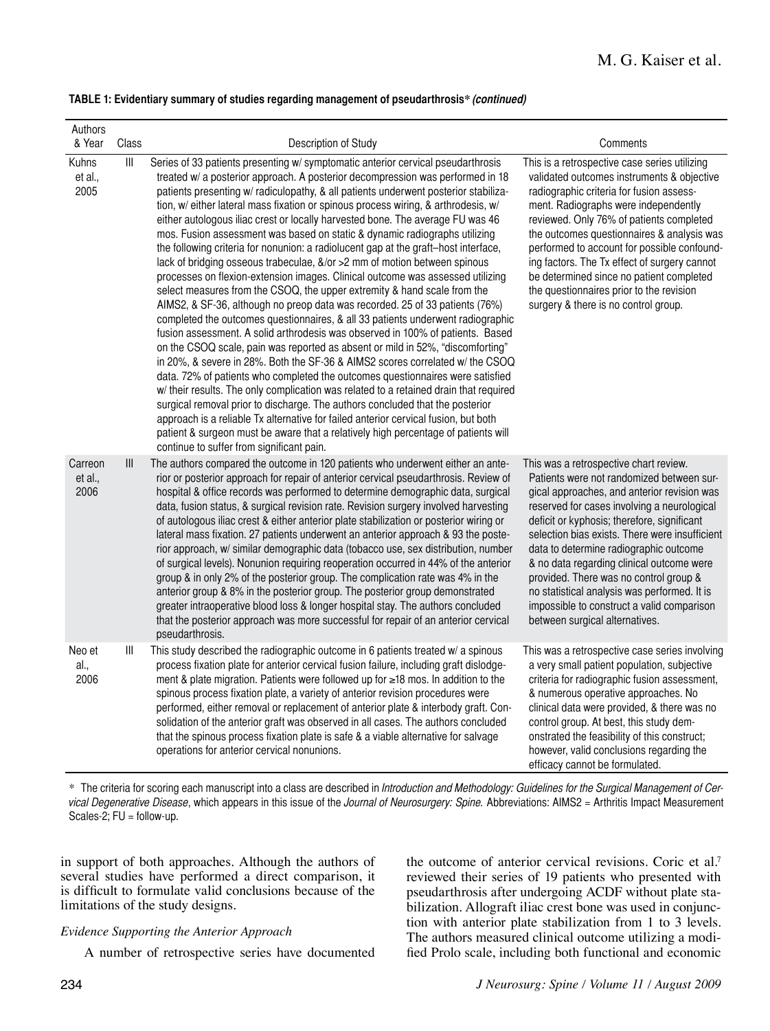**TABLE 1: Evidentiary summary of studies regarding management of pseudarthrosis\* *(continued)***

| Authors & Year | Class | Description of Study | Comments |
|---|---|---|---|
| Kuhns et al., 2005 | III | Series of 33 patients presenting w/ symptomatic anterior cervical pseudarthrosis treated w/ a posterior approach. A posterior decompression was performed in 18 patients presenting w/ radiculopathy, & all patients underwent posterior stabilization, w/ either lateral mass fixation or spinous process wiring, & arthrodesis, w/ either autologous iliac crest or locally harvested bone. The average FU was 46 mos. Fusion assessment was based on static & dynamic radiographs utilizing the following criteria for nonunion: a radiolucent gap at the graft–host interface, lack of bridging osseous trabeculae, &/or >2 mm of motion between spinous processes on flexion-extension images. Clinical outcome was assessed utilizing select measures from the CSOQ, the upper extremity & hand scale from the AIMS2, & SF-36, although no preop data was recorded. 25 of 33 patients (76%) completed the outcomes questionnaires, & all 33 patients underwent radiographic fusion assessment. A solid arthrodesis was observed in 100% of patients. Based on the CSOQ scale, pain was reported as absent or mild in 52%, "discomforting" in 20%, & severe in 28%. Both the SF-36 & AIMS2 scores correlated w/ the CSOQ data. 72% of patients who completed the outcomes questionnaires were satisfied w/ their results. The only complication was related to a retained drain that required surgical removal prior to discharge. The authors concluded that the posterior approach is a reliable Tx alternative for failed anterior cervical fusion, but both patient & surgeon must be aware that a relatively high percentage of patients will continue to suffer from significant pain. | This is a retrospective case series utilizing validated outcomes instruments & objective radiographic criteria for fusion assessment. Radiographs were independently reviewed. Only 76% of patients completed the outcomes questionnaires & analysis was performed to account for possible confounding factors. The Tx effect of surgery cannot be determined since no patient completed the questionnaires prior to the revision surgery & there is no control group. |
| Carreon et al., 2006 | III | The authors compared the outcome in 120 patients who underwent either an anterior or posterior approach for repair of anterior cervical pseudarthrosis. Review of hospital & office records was performed to determine demographic data, surgical data, fusion status, & surgical revision rate. Revision surgery involved harvesting of autologous iliac crest & either anterior plate stabilization or posterior wiring or lateral mass fixation. 27 patients underwent an anterior approach & 93 the posterior approach, w/ similar demographic data (tobacco use, sex distribution, number of surgical levels). Nonunion requiring reoperation occurred in 44% of the anterior group & in only 2% of the posterior group. The complication rate was 4% in the anterior group & 8% in the posterior group. The posterior group demonstrated greater intraoperative blood loss & longer hospital stay. The authors concluded that the posterior approach was more successful for repair of an anterior cervical pseudarthrosis. | This was a retrospective chart review. Patients were not randomized between surgical approaches, and anterior revision was reserved for cases involving a neurological deficit or kyphosis; therefore, significant selection bias exists. There were insufficient data to determine radiographic outcome & no data regarding clinical outcome were provided. There was no control group & no statistical analysis was performed. It is impossible to construct a valid comparison between surgical alternatives. |
| Neo et al., 2006 | III | This study described the radiographic outcome in 6 patients treated w/ a spinous process fixation plate for anterior cervical fusion failure, including graft dislodgement & plate migration. Patients were followed up for ≥18 mos. In addition to the spinous process fixation plate, a variety of anterior revision procedures were performed, either removal or replacement of anterior plate & interbody graft. Consolidation of the anterior graft was observed in all cases. The authors concluded that the spinous process fixation plate is safe & a viable alternative for salvage operations for anterior cervical nonunions. | This was a retrospective case series involving a very small patient population, subjective criteria for radiographic fusion assessment, & numerous operative approaches. No clinical data were provided, & there was no control group. At best, this study demonstrated the feasibility of this construct; however, valid conclusions regarding the efficacy cannot be formulated. |

\* The criteria for scoring each manuscript into a class are described in *Introduction and Methodology: Guidelines for the Surgical Management of Cervical Degenerative Disease*, which appears in this issue of the *Journal of Neurosurgery: Spine.* Abbreviations: AIMS2 = Arthritis Impact Measurement Scales-2; FU = follow-up.

in support of both approaches. Although the authors of several studies have performed a direct comparison, it is difficult to formulate valid conclusions because of the limitations of the study designs.

*Evidence Supporting the Anterior Approach*

A number of retrospective series have documented the outcome of anterior cervical revisions. Coric et al.[7] reviewed their series of 19 patients who presented with pseudarthrosis after undergoing ACDF without plate stabilization. Allograft iliac crest bone was used in conjunction with anterior plate stabilization from 1 to 3 levels. The authors measured clinical outcome utilizing a modified Prolo scale, including both functional and economic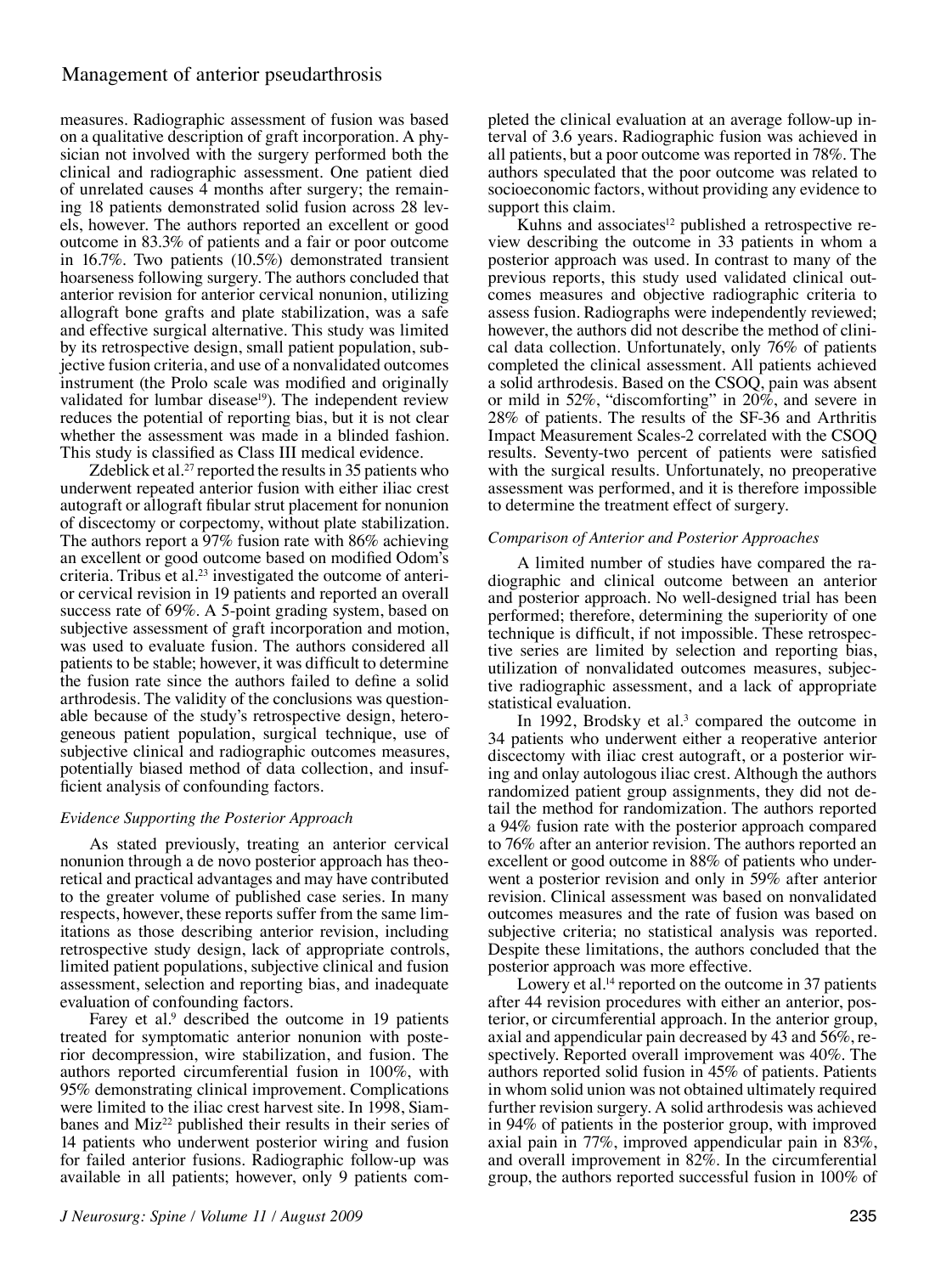measures. Radiographic assessment of fusion was based on a qualitative description of graft incorporation. A physician not involved with the surgery performed both the clinical and radiographic assessment. One patient died of unrelated causes 4 months after surgery; the remaining 18 patients demonstrated solid fusion across 28 levels, however. The authors reported an excellent or good outcome in 83.3% of patients and a fair or poor outcome in 16.7%. Two patients (10.5%) demonstrated transient hoarseness following surgery. The authors concluded that anterior revision for anterior cervical nonunion, utilizing allograft bone grafts and plate stabilization, was a safe and effective surgical alternative. This study was limited by its retrospective design, small patient population, subjective fusion criteria, and use of a nonvalidated outcomes instrument (the Prolo scale was modified and originally validated for lumbar disease[19]). The independent review reduces the potential of reporting bias, but it is not clear whether the assessment was made in a blinded fashion. This study is classified as Class III medical evidence.

Zdeblick et al.[27] reported the results in 35 patients who underwent repeated anterior fusion with either iliac crest autograft or allograft fibular strut placement for nonunion of discectomy or corpectomy, without plate stabilization. The authors report a 97% fusion rate with 86% achieving an excellent or good outcome based on modified Odom's criteria. Tribus et al.[23] investigated the outcome of anterior cervical revision in 19 patients and reported an overall success rate of 69%. A 5-point grading system, based on subjective assessment of graft incorporation and motion, was used to evaluate fusion. The authors considered all patients to be stable; however, it was difficult to determine the fusion rate since the authors failed to define a solid arthrodesis. The validity of the conclusions was questionable because of the study's retrospective design, heterogeneous patient population, surgical technique, use of subjective clinical and radiographic outcomes measures, potentially biased method of data collection, and insufficient analysis of confounding factors.

*Evidence Supporting the Posterior Approach*

As stated previously, treating an anterior cervical nonunion through a de novo posterior approach has theoretical and practical advantages and may have contributed to the greater volume of published case series. In many respects, however, these reports suffer from the same limitations as those describing anterior revision, including retrospective study design, lack of appropriate controls, limited patient populations, subjective clinical and fusion assessment, selection and reporting bias, and inadequate evaluation of confounding factors.

Farey et al.[9] described the outcome in 19 patients treated for symptomatic anterior nonunion with posterior decompression, wire stabilization, and fusion. The authors reported circumferential fusion in 100%, with 95% demonstrating clinical improvement. Complications were limited to the iliac crest harvest site. In 1998, Siambanes and Miz[22] published their results in their series of 14 patients who underwent posterior wiring and fusion for failed anterior fusions. Radiographic follow-up was available in all patients; however, only 9 patients completed the clinical evaluation at an average follow-up interval of 3.6 years. Radiographic fusion was achieved in all patients, but a poor outcome was reported in 78%. The authors speculated that the poor outcome was related to socioeconomic factors, without providing any evidence to support this claim.

Kuhns and associates[12] published a retrospective review describing the outcome in 33 patients in whom a posterior approach was used. In contrast to many of the previous reports, this study used validated clinical outcomes measures and objective radiographic criteria to assess fusion. Radiographs were independently reviewed; however, the authors did not describe the method of clinical data collection. Unfortunately, only 76% of patients completed the clinical assessment. All patients achieved a solid arthrodesis. Based on the CSOQ, pain was absent or mild in 52%, "discomforting" in 20%, and severe in 28% of patients. The results of the SF-36 and Arthritis Impact Measurement Scales-2 correlated with the CSOQ results. Seventy-two percent of patients were satisfied with the surgical results. Unfortunately, no preoperative assessment was performed, and it is therefore impossible to determine the treatment effect of surgery.

*Comparison of Anterior and Posterior Approaches*

A limited number of studies have compared the radiographic and clinical outcome between an anterior and posterior approach. No well-designed trial has been performed; therefore, determining the superiority of one technique is difficult, if not impossible. These retrospective series are limited by selection and reporting bias, utilization of nonvalidated outcomes measures, subjective radiographic assessment, and a lack of appropriate statistical evaluation.

In 1992, Brodsky et al.[3] compared the outcome in 34 patients who underwent either a reoperative anterior discectomy with iliac crest autograft, or a posterior wiring and onlay autologous iliac crest. Although the authors randomized patient group assignments, they did not detail the method for randomization. The authors reported a 94% fusion rate with the posterior approach compared to 76% after an anterior revision. The authors reported an excellent or good outcome in 88% of patients who underwent a posterior revision and only in 59% after anterior revision. Clinical assessment was based on nonvalidated outcomes measures and the rate of fusion was based on subjective criteria; no statistical analysis was reported. Despite these limitations, the authors concluded that the posterior approach was more effective.

Lowery et al.[14] reported on the outcome in 37 patients after 44 revision procedures with either an anterior, posterior, or circumferential approach. In the anterior group, axial and appendicular pain decreased by 43 and 56%, respectively. Reported overall improvement was 40%. The authors reported solid fusion in 45% of patients. Patients in whom solid union was not obtained ultimately required further revision surgery. A solid arthrodesis was achieved in 94% of patients in the posterior group, with improved axial pain in 77%, improved appendicular pain in 83%, and overall improvement in 82%. In the circumferential group, the authors reported successful fusion in 100% of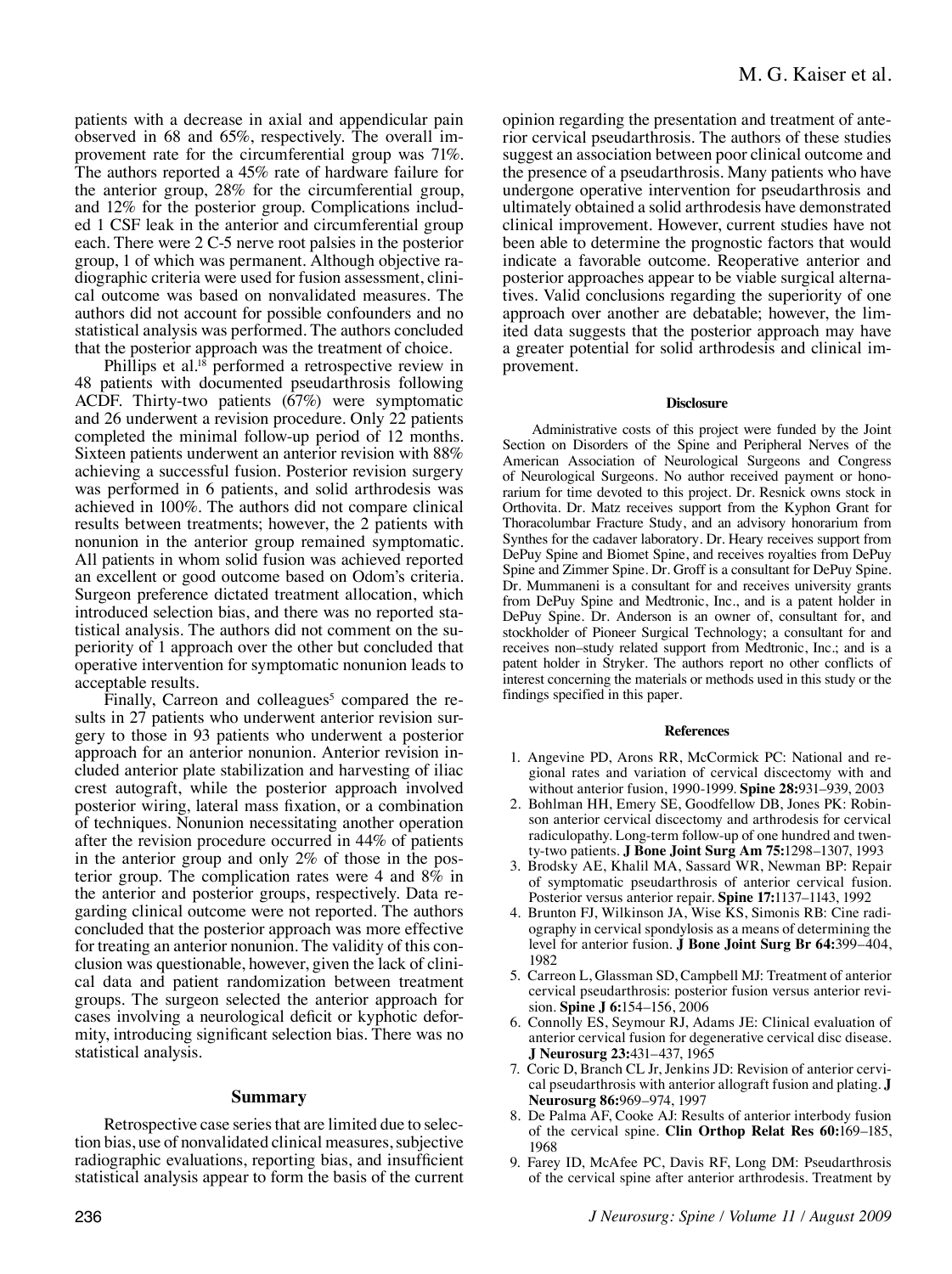patients with a decrease in axial and appendicular pain observed in 68 and 65%, respectively. The overall improvement rate for the circumferential group was 71%. The authors reported a 45% rate of hardware failure for the anterior group, 28% for the circumferential group, and 12% for the posterior group. Complications included 1 CSF leak in the anterior and circumferential group each. There were 2 C-5 nerve root palsies in the posterior group, 1 of which was permanent. Although objective radiographic criteria were used for fusion assessment, clinical outcome was based on nonvalidated measures. The authors did not account for possible confounders and no statistical analysis was performed. The authors concluded that the posterior approach was the treatment of choice.

Phillips et al.[18] performed a retrospective review in 48 patients with documented pseudarthrosis following ACDF. Thirty-two patients (67%) were symptomatic and 26 underwent a revision procedure. Only 22 patients completed the minimal follow-up period of 12 months. Sixteen patients underwent an anterior revision with 88% achieving a successful fusion. Posterior revision surgery was performed in 6 patients, and solid arthrodesis was achieved in 100%. The authors did not compare clinical results between treatments; however, the 2 patients with nonunion in the anterior group remained symptomatic. All patients in whom solid fusion was achieved reported an excellent or good outcome based on Odom's criteria. Surgeon preference dictated treatment allocation, which introduced selection bias, and there was no reported statistical analysis. The authors did not comment on the superiority of 1 approach over the other but concluded that operative intervention for symptomatic nonunion leads to acceptable results.

Finally, Carreon and colleagues[5] compared the results in 27 patients who underwent anterior revision surgery to those in 93 patients who underwent a posterior approach for an anterior nonunion. Anterior revision included anterior plate stabilization and harvesting of iliac crest autograft, while the posterior approach involved posterior wiring, lateral mass fixation, or a combination of techniques. Nonunion necessitating another operation after the revision procedure occurred in 44% of patients in the anterior group and only 2% of those in the posterior group. The complication rates were 4 and 8% in the anterior and posterior groups, respectively. Data regarding clinical outcome were not reported. The authors concluded that the posterior approach was more effective for treating an anterior nonunion. The validity of this conclusion was questionable, however, given the lack of clinical data and patient randomization between treatment groups. The surgeon selected the anterior approach for cases involving a neurological deficit or kyphotic deformity, introducing significant selection bias. There was no statistical analysis.

## Summary

Retrospective case series that are limited due to selection bias, use of nonvalidated clinical measures, subjective radiographic evaluations, reporting bias, and insufficient statistical analysis appear to form the basis of the current opinion regarding the presentation and treatment of anterior cervical pseudarthrosis. The authors of these studies suggest an association between poor clinical outcome and the presence of a pseudarthrosis. Many patients who have undergone operative intervention for pseudarthrosis and ultimately obtained a solid arthrodesis have demonstrated clinical improvement. However, current studies have not been able to determine the prognostic factors that would indicate a favorable outcome. Reoperative anterior and posterior approaches appear to be viable surgical alternatives. Valid conclusions regarding the superiority of one approach over another are debatable; however, the limited data suggests that the posterior approach may have a greater potential for solid arthrodesis and clinical improvement.

#### Disclosure

Administrative costs of this project were funded by the Joint Section on Disorders of the Spine and Peripheral Nerves of the American Association of Neurological Surgeons and Congress of Neurological Surgeons. No author received payment or honorarium for time devoted to this project. Dr. Resnick owns stock in Orthovita. Dr. Matz receives support from the Kyphon Grant for Thoracolumbar Fracture Study, and an advisory honorarium from Synthes for the cadaver laboratory. Dr. Heary receives support from DePuy Spine and Biomet Spine, and receives royalties from DePuy Spine and Zimmer Spine. Dr. Groff is a consultant for DePuy Spine. Dr. Mummaneni is a consultant for and receives university grants from DePuy Spine and Medtronic, Inc., and is a patent holder in DePuy Spine. Dr. Anderson is an owner of, consultant for, and stockholder of Pioneer Surgical Technology; a consultant for and receives non–study related support from Medtronic, Inc.; and is a patent holder in Stryker. The authors report no other conflicts of interest concerning the materials or methods used in this study or the findings specified in this paper.

#### References

1. Angevine PD, Arons RR, McCormick PC: National and regional rates and variation of cervical discectomy with and without anterior fusion, 1990-1999. **Spine 28:**931–939, 2003
2. Bohlman HH, Emery SE, Goodfellow DB, Jones PK: Robinson anterior cervical discectomy and arthrodesis for cervical radiculopathy. Long-term follow-up of one hundred and twenty-two patients. **J Bone Joint Surg Am 75:**1298–1307, 1993
3. Brodsky AE, Khalil MA, Sassard WR, Newman BP: Repair of symptomatic pseudarthrosis of anterior cervical fusion. Posterior versus anterior repair. **Spine 17:**1137–1143, 1992
4. Brunton FJ, Wilkinson JA, Wise KS, Simonis RB: Cine radiography in cervical spondylosis as a means of determining the level for anterior fusion. **J Bone Joint Surg Br 64:**399–404, 1982
5. Carreon L, Glassman SD, Campbell MJ: Treatment of anterior cervical pseudarthrosis: posterior fusion versus anterior revision. **Spine J 6:**154–156, 2006
6. Connolly ES, Seymour RJ, Adams JE: Clinical evaluation of anterior cervical fusion for degenerative cervical disc disease. **J Neurosurg 23:**431–437, 1965
7. Coric D, Branch CL Jr, Jenkins JD: Revision of anterior cervical pseudarthrosis with anterior allograft fusion and plating. **J Neurosurg 86:**969–974, 1997
8. De Palma AF, Cooke AJ: Results of anterior interbody fusion of the cervical spine. **Clin Orthop Relat Res 60:**169–185, 1968
9. Farey ID, McAfee PC, Davis RF, Long DM: Pseudarthrosis of the cervical spine after anterior arthrodesis. Treatment by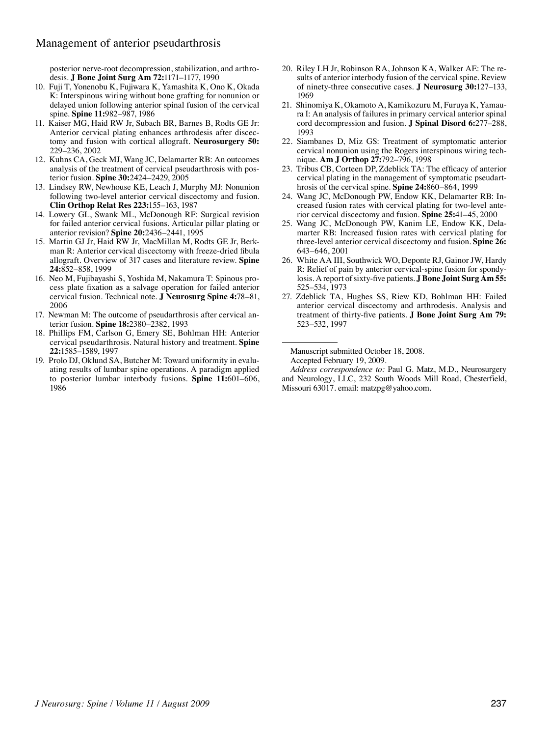posterior nerve-root decompression, stabilization, and arthrodesis. **J Bone Joint Surg Am 72:**1171–1177, 1990

10. Fuji T, Yonenobu K, Fujiwara K, Yamashita K, Ono K, Okada K: Interspinous wiring without bone grafting for nonunion or delayed union following anterior spinal fusion of the cervical spine. **Spine 11:**982–987, 1986
11. Kaiser MG, Haid RW Jr, Subach BR, Barnes B, Rodts GE Jr: Anterior cervical plating enhances arthrodesis after discectomy and fusion with cortical allograft. **Neurosurgery 50:** 229–236, 2002
12. Kuhns CA, Geck MJ, Wang JC, Delamarter RB: An outcomes analysis of the treatment of cervical pseudarthrosis with posterior fusion. **Spine 30:**2424–2429, 2005
13. Lindsey RW, Newhouse KE, Leach J, Murphy MJ: Nonunion following two-level anterior cervical discectomy and fusion. **Clin Orthop Relat Res 223:**155–163, 1987
14. Lowery GL, Swank ML, McDonough RF: Surgical revision for failed anterior cervical fusions. Articular pillar plating or anterior revision? **Spine 20:**2436–2441, 1995
15. Martin GJ Jr, Haid RW Jr, MacMillan M, Rodts GE Jr, Berkman R: Anterior cervical discectomy with freeze-dried fibula allograft. Overview of 317 cases and literature review. **Spine 24:**852–858, 1999
16. Neo M, Fujibayashi S, Yoshida M, Nakamura T: Spinous process plate fixation as a salvage operation for failed anterior cervical fusion. Technical note. **J Neurosurg Spine 4:**78–81, 2006
17. Newman M: The outcome of pseudarthrosis after cervical anterior fusion. **Spine 18:**2380–2382, 1993
18. Phillips FM, Carlson G, Emery SE, Bohlman HH: Anterior cervical pseudarthrosis. Natural history and treatment. **Spine 22:**1585–1589, 1997
19. Prolo DJ, Oklund SA, Butcher M: Toward uniformity in evaluating results of lumbar spine operations. A paradigm applied to posterior lumbar interbody fusions. **Spine 11:**601–606, 1986
20. Riley LH Jr, Robinson RA, Johnson KA, Walker AE: The results of anterior interbody fusion of the cervical spine. Review of ninety-three consecutive cases. **J Neurosurg 30:**127–133, 1969
21. Shinomiya K, Okamoto A, Kamikozuru M, Furuya K, Yamaura I: An analysis of failures in primary cervical anterior spinal cord decompression and fusion. **J Spinal Disord 6:**277–288, 1993
22. Siambanes D, Miz GS: Treatment of symptomatic anterior cervical nonunion using the Rogers interspinous wiring technique. **Am J Orthop 27:**792–796, 1998
23. Tribus CB, Corteen DP, Zdeblick TA: The efficacy of anterior cervical plating in the management of symptomatic pseudarthrosis of the cervical spine. **Spine 24:**860–864, 1999
24. Wang JC, McDonough PW, Endow KK, Delamarter RB: Increased fusion rates with cervical plating for two-level anterior cervical discectomy and fusion. **Spine 25:**41–45, 2000
25. Wang JC, McDonough PW, Kanim LE, Endow KK, Delamarter RB: Increased fusion rates with cervical plating for three-level anterior cervical discectomy and fusion. **Spine 26:** 643–646, 2001
26. White AA III, Southwick WO, Deponte RJ, Gainor JW, Hardy R: Relief of pain by anterior cervical-spine fusion for spondylosis. A report of sixty-five patients. **J Bone Joint Surg Am 55:** 525–534, 1973
27. Zdeblick TA, Hughes SS, Riew KD, Bohlman HH: Failed anterior cervical discectomy and arthrodesis. Analysis and treatment of thirty-five patients. **J Bone Joint Surg Am 79:** 523–532, 1997

---

Manuscript submitted October 18, 2008.

Accepted February 19, 2009.

*Address correspondence to:* Paul G. Matz, M.D., Neurosurgery and Neurology, LLC, 232 South Woods Mill Road, Chesterfield, Missouri 63017. email: matzpg@yahoo.com.